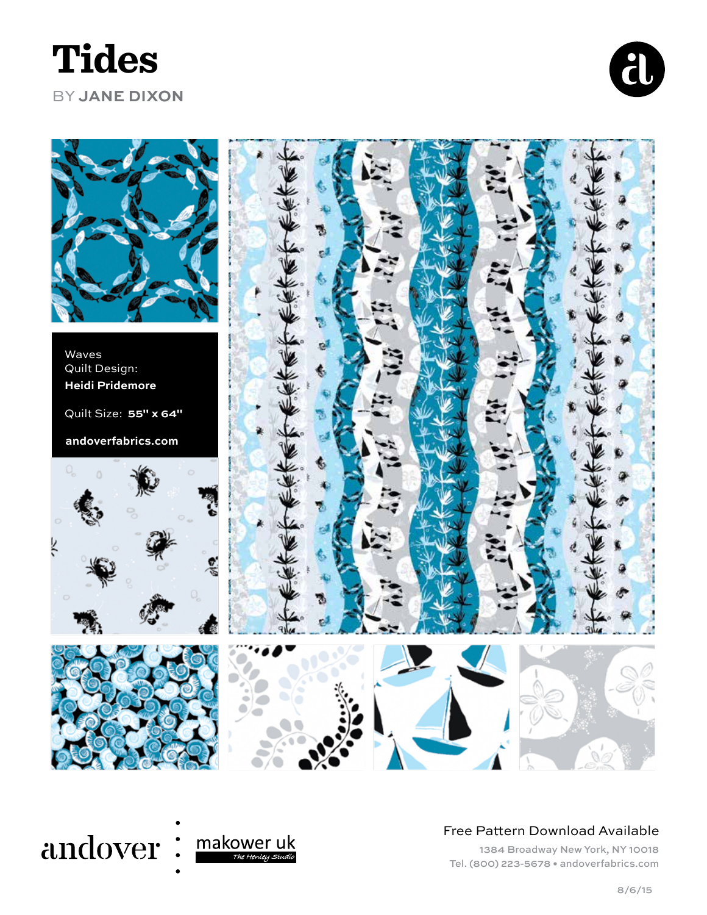# Tides

BY **JANE DIXON**

Waves
Quilt Design:
**Heidi Pridemore**

Quilt Size: **55" x 64"**

**andoverfabrics.com**

andover : makower uk
*The Henley Studio*

Free Pattern Download Available

1384 Broadway New York, NY 10018
Tel. (800) 223-5678 • andoverfabrics.com

8/6/15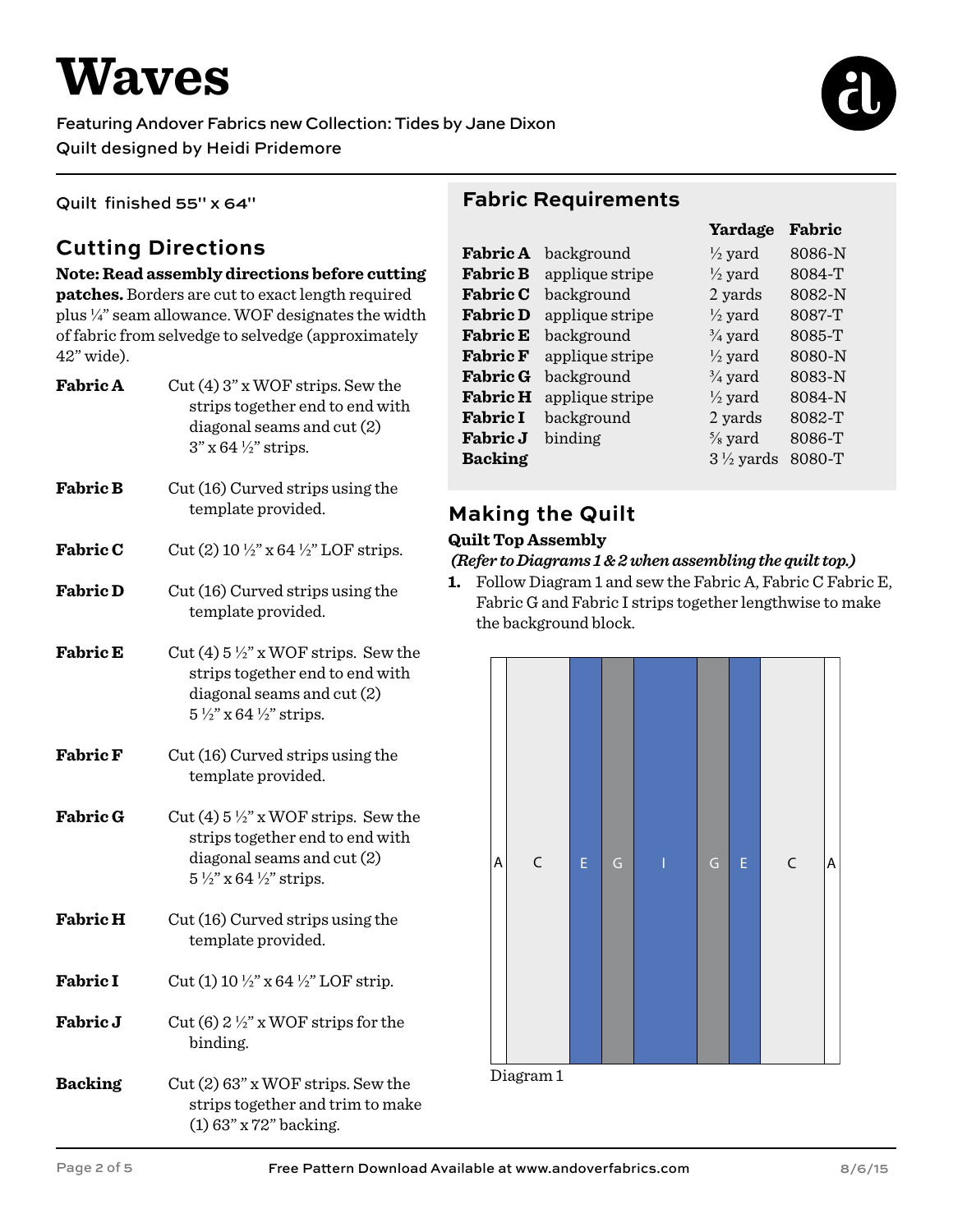# Waves

Featuring Andover Fabrics new Collection: Tides by Jane Dixon

Quilt designed by Heidi Pridemore

Quilt finished 55" x 64"

## Cutting Directions

**Note: Read assembly directions before cutting patches.** Borders are cut to exact length required plus ¼" seam allowance. WOF designates the width of fabric from selvedge to selvedge (approximately 42" wide).

**Fabric A** Cut (4) 3" x WOF strips. Sew the strips together end to end with diagonal seams and cut (2) 3" x 64 ½" strips.

**Fabric B** Cut (16) Curved strips using the template provided.

**Fabric C** Cut (2) 10 ½" x 64 ½" LOF strips.

**Fabric D** Cut (16) Curved strips using the template provided.

**Fabric E** Cut (4) 5 ½" x WOF strips. Sew the strips together end to end with diagonal seams and cut (2) 5 ½" x 64 ½" strips.

**Fabric F** Cut (16) Curved strips using the template provided.

**Fabric G** Cut (4) 5 ½" x WOF strips. Sew the strips together end to end with diagonal seams and cut (2) 5 ½" x 64 ½" strips.

**Fabric H** Cut (16) Curved strips using the template provided.

**Fabric I** Cut (1) 10 ½" x 64 ½" LOF strip.

**Fabric J** Cut (6) 2 ½" x WOF strips for the binding.

**Backing** Cut (2) 63" x WOF strips. Sew the strips together and trim to make (1) 63" x 72" backing.

## Fabric Requirements

| | | Yardage | Fabric |
|---|---|---|---|
| **Fabric A** | background | ½ yard | 8086-N |
| **Fabric B** | applique stripe | ½ yard | 8084-T |
| **Fabric C** | background | 2 yards | 8082-N |
| **Fabric D** | applique stripe | ½ yard | 8087-T |
| **Fabric E** | background | ¾ yard | 8085-T |
| **Fabric F** | applique stripe | ½ yard | 8080-N |
| **Fabric G** | background | ¾ yard | 8083-N |
| **Fabric H** | applique stripe | ½ yard | 8084-N |
| **Fabric I** | background | 2 yards | 8082-T |
| **Fabric J** | binding | ⅝ yard | 8086-T |
| **Backing** | | 3 ½ yards | 8080-T |

## Making the Quilt

### Quilt Top Assembly

***(Refer to Diagrams 1 & 2 when assembling the quilt top.)***

1. Follow Diagram 1 and sew the Fabric A, Fabric C Fabric E, Fabric G and Fabric I strips together lengthwise to make the background block.

A | C | E | G | I | G | E | C | A

Diagram 1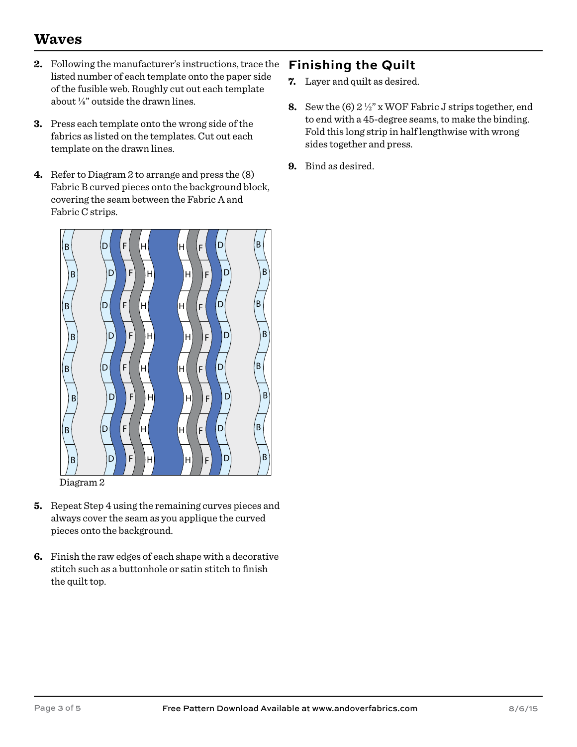# Waves

2. Following the manufacturer's instructions, trace the listed number of each template onto the paper side of the fusible web. Roughly cut out each template about ⅛" outside the drawn lines.

3. Press each template onto the wrong side of the fabrics as listed on the templates. Cut out each template on the drawn lines.

4. Refer to Diagram 2 to arrange and press the (8) Fabric B curved pieces onto the background block, covering the seam between the Fabric A and Fabric C strips.

Diagram 2

5. Repeat Step 4 using the remaining curves pieces and always cover the seam as you applique the curved pieces onto the background.

6. Finish the raw edges of each shape with a decorative stitch such as a buttonhole or satin stitch to finish the quilt top.

## Finishing the Quilt

7. Layer and quilt as desired.

8. Sew the (6) 2 ½" x WOF Fabric J strips together, end to end with a 45-degree seams, to make the binding. Fold this long strip in half lengthwise with wrong sides together and press.

9. Bind as desired.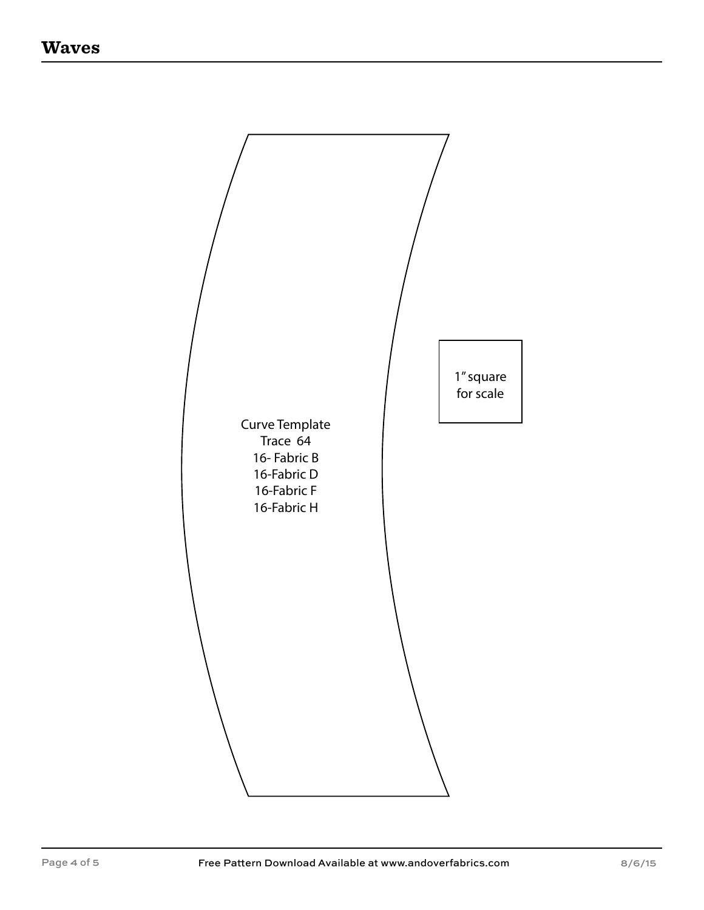Curve Template
Trace 64
16- Fabric B
16-Fabric D
16-Fabric F
16-Fabric H

1" square for scale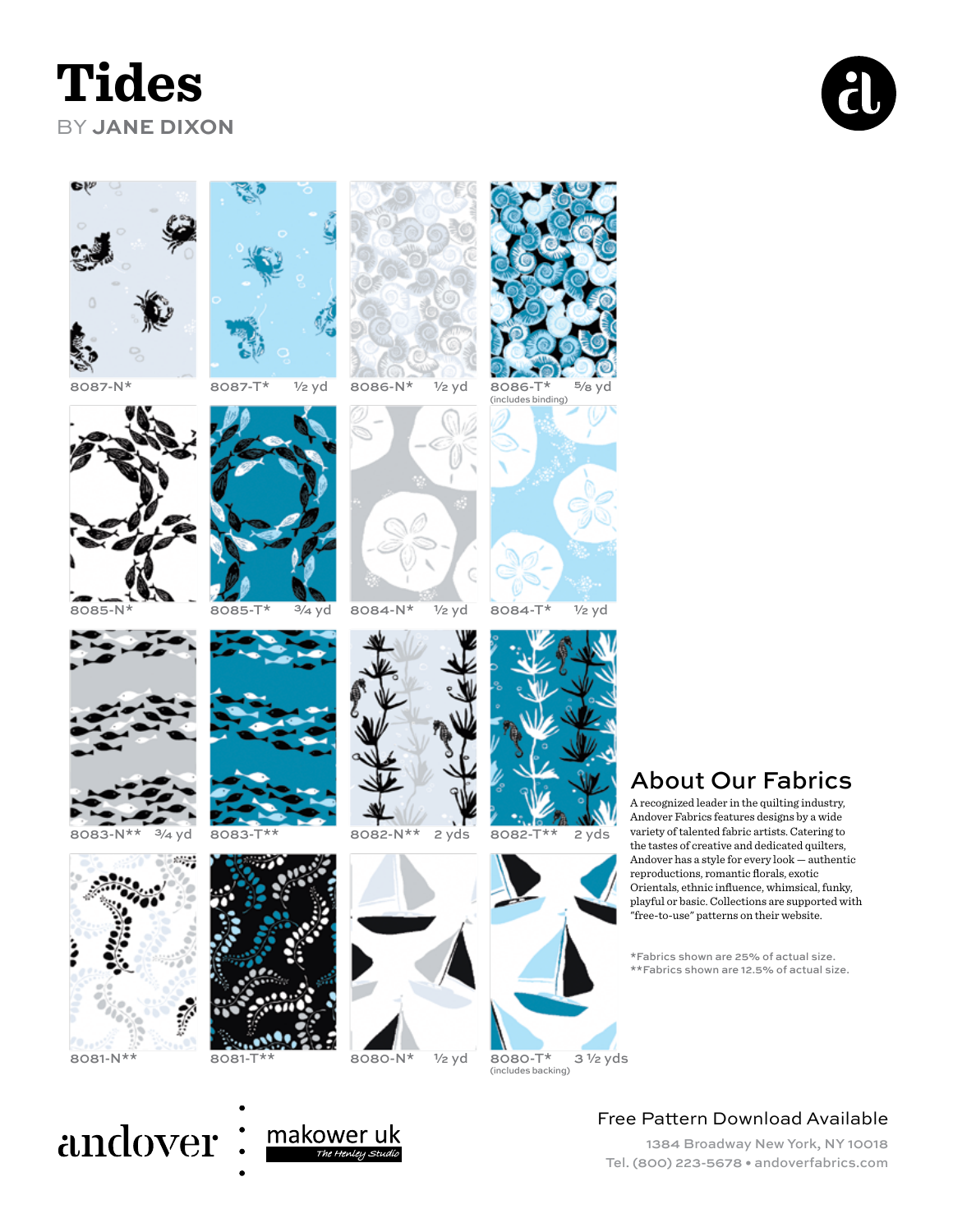# Tides

BY **JANE DIXON**

8087-N*

8087-T* ½ yd

8086-N* ½ yd

8086-T* ⅝ yd
(includes binding)

8085-N*

8085-T* ¾ yd

8084-N* ½ yd

8084-T* ½ yd

8083-N** ¾ yd

8083-T**

8082-N** 2 yds

8082-T** 2 yds

8081-N**

8081-T**

8080-N* ½ yd

8080-T* 3 ½ yds
(includes backing)

## About Our Fabrics

A recognized leader in the quilting industry, Andover Fabrics features designs by a wide variety of talented fabric artists. Catering to the tastes of creative and dedicated quilters, Andover has a style for every look — authentic reproductions, romantic florals, exotic Orientals, ethnic influence, whimsical, funky, playful or basic. Collections are supported with "free-to-use" patterns on their website.

*Fabrics shown are 25% of actual size.
**Fabrics shown are 12.5% of actual size.

andover : makower uk
The Henley Studio

Free Pattern Download Available

1384 Broadway New York, NY 10018
Tel. (800) 223-5678 • andoverfabrics.com